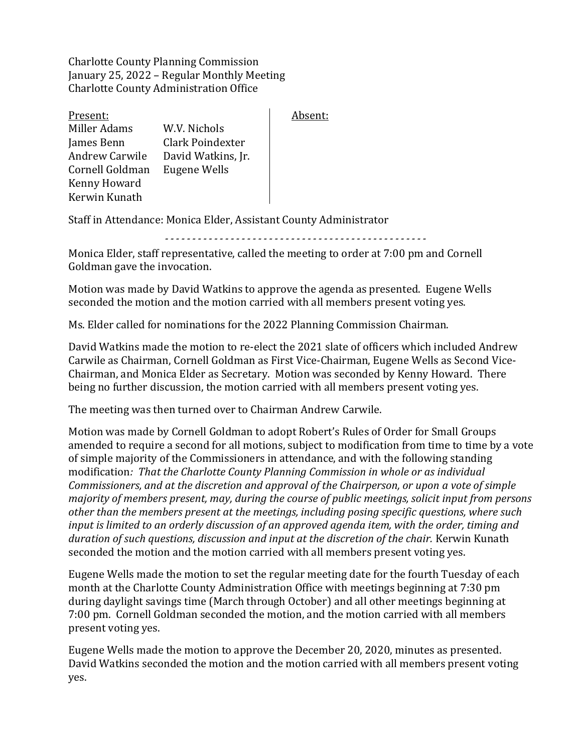Charlotte County Planning Commission
January 25, 2022 – Regular Monthly Meeting
Charlotte County Administration Office

| Present: | | Absent: |
|---|---|---|
| Miller Adams | W.V. Nichols | |
| James Benn | Clark Poindexter | |
| Andrew Carwile | David Watkins, Jr. | |
| Cornell Goldman | Eugene Wells | |
| Kenny Howard | | |
| Kerwin Kunath | | |

Staff in Attendance: Monica Elder, Assistant County Administrator

- - - - - - - - - - - - - - - - - - - - - - - - - - - - - - - - - - - - - - - - - - - - - - -

Monica Elder, staff representative, called the meeting to order at 7:00 pm and Cornell Goldman gave the invocation.

Motion was made by David Watkins to approve the agenda as presented. Eugene Wells seconded the motion and the motion carried with all members present voting yes.

Ms. Elder called for nominations for the 2022 Planning Commission Chairman.

David Watkins made the motion to re-elect the 2021 slate of officers which included Andrew Carwile as Chairman, Cornell Goldman as First Vice-Chairman, Eugene Wells as Second Vice-Chairman, and Monica Elder as Secretary. Motion was seconded by Kenny Howard. There being no further discussion, the motion carried with all members present voting yes.

The meeting was then turned over to Chairman Andrew Carwile.

Motion was made by Cornell Goldman to adopt Robert's Rules of Order for Small Groups amended to require a second for all motions, subject to modification from time to time by a vote of simple majority of the Commissioners in attendance, and with the following standing modification*: That the Charlotte County Planning Commission in whole or as individual Commissioners, and at the discretion and approval of the Chairperson, or upon a vote of simple majority of members present, may, during the course of public meetings, solicit input from persons other than the members present at the meetings, including posing specific questions, where such input is limited to an orderly discussion of an approved agenda item, with the order, timing and duration of such questions, discussion and input at the discretion of the chair.* Kerwin Kunath seconded the motion and the motion carried with all members present voting yes.

Eugene Wells made the motion to set the regular meeting date for the fourth Tuesday of each month at the Charlotte County Administration Office with meetings beginning at 7:30 pm during daylight savings time (March through October) and all other meetings beginning at 7:00 pm. Cornell Goldman seconded the motion, and the motion carried with all members present voting yes.

Eugene Wells made the motion to approve the December 20, 2020, minutes as presented. David Watkins seconded the motion and the motion carried with all members present voting yes.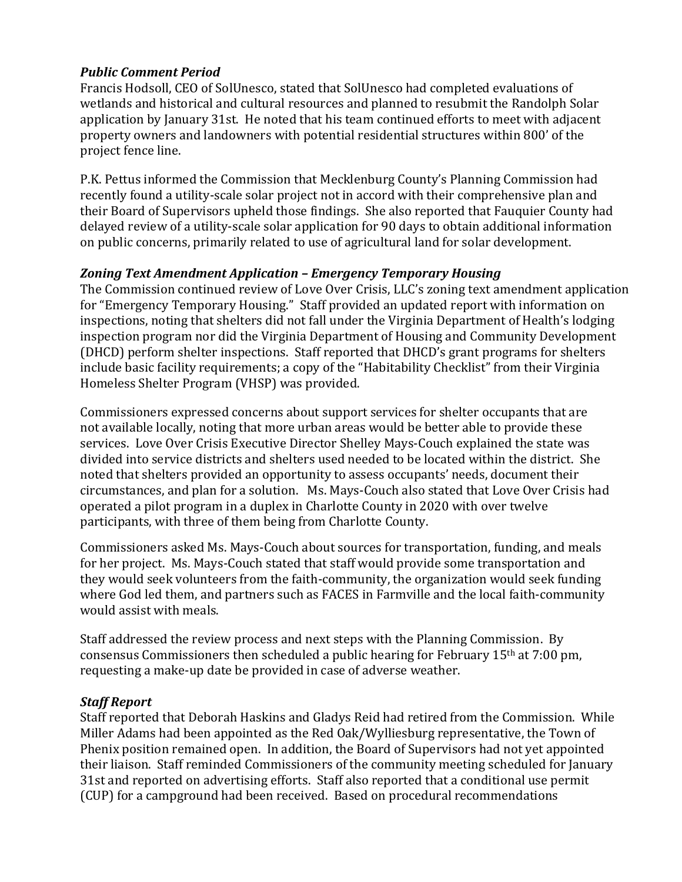### *Public Comment Period*

Francis Hodsoll, CEO of SolUnesco, stated that SolUnesco had completed evaluations of wetlands and historical and cultural resources and planned to resubmit the Randolph Solar application by January 31st. He noted that his team continued efforts to meet with adjacent property owners and landowners with potential residential structures within 800' of the project fence line.

P.K. Pettus informed the Commission that Mecklenburg County's Planning Commission had recently found a utility-scale solar project not in accord with their comprehensive plan and their Board of Supervisors upheld those findings. She also reported that Fauquier County had delayed review of a utility-scale solar application for 90 days to obtain additional information on public concerns, primarily related to use of agricultural land for solar development.

### *Zoning Text Amendment Application – Emergency Temporary Housing*

The Commission continued review of Love Over Crisis, LLC's zoning text amendment application for "Emergency Temporary Housing." Staff provided an updated report with information on inspections, noting that shelters did not fall under the Virginia Department of Health's lodging inspection program nor did the Virginia Department of Housing and Community Development (DHCD) perform shelter inspections. Staff reported that DHCD's grant programs for shelters include basic facility requirements; a copy of the "Habitability Checklist" from their Virginia Homeless Shelter Program (VHSP) was provided.

Commissioners expressed concerns about support services for shelter occupants that are not available locally, noting that more urban areas would be better able to provide these services. Love Over Crisis Executive Director Shelley Mays-Couch explained the state was divided into service districts and shelters used needed to be located within the district. She noted that shelters provided an opportunity to assess occupants' needs, document their circumstances, and plan for a solution. Ms. Mays-Couch also stated that Love Over Crisis had operated a pilot program in a duplex in Charlotte County in 2020 with over twelve participants, with three of them being from Charlotte County.

Commissioners asked Ms. Mays-Couch about sources for transportation, funding, and meals for her project. Ms. Mays-Couch stated that staff would provide some transportation and they would seek volunteers from the faith-community, the organization would seek funding where God led them, and partners such as FACES in Farmville and the local faith-community would assist with meals.

Staff addressed the review process and next steps with the Planning Commission. By consensus Commissioners then scheduled a public hearing for February 15th at 7:00 pm, requesting a make-up date be provided in case of adverse weather.

### *Staff Report*

Staff reported that Deborah Haskins and Gladys Reid had retired from the Commission. While Miller Adams had been appointed as the Red Oak/Wylliesburg representative, the Town of Phenix position remained open. In addition, the Board of Supervisors had not yet appointed their liaison. Staff reminded Commissioners of the community meeting scheduled for January 31st and reported on advertising efforts. Staff also reported that a conditional use permit (CUP) for a campground had been received. Based on procedural recommendations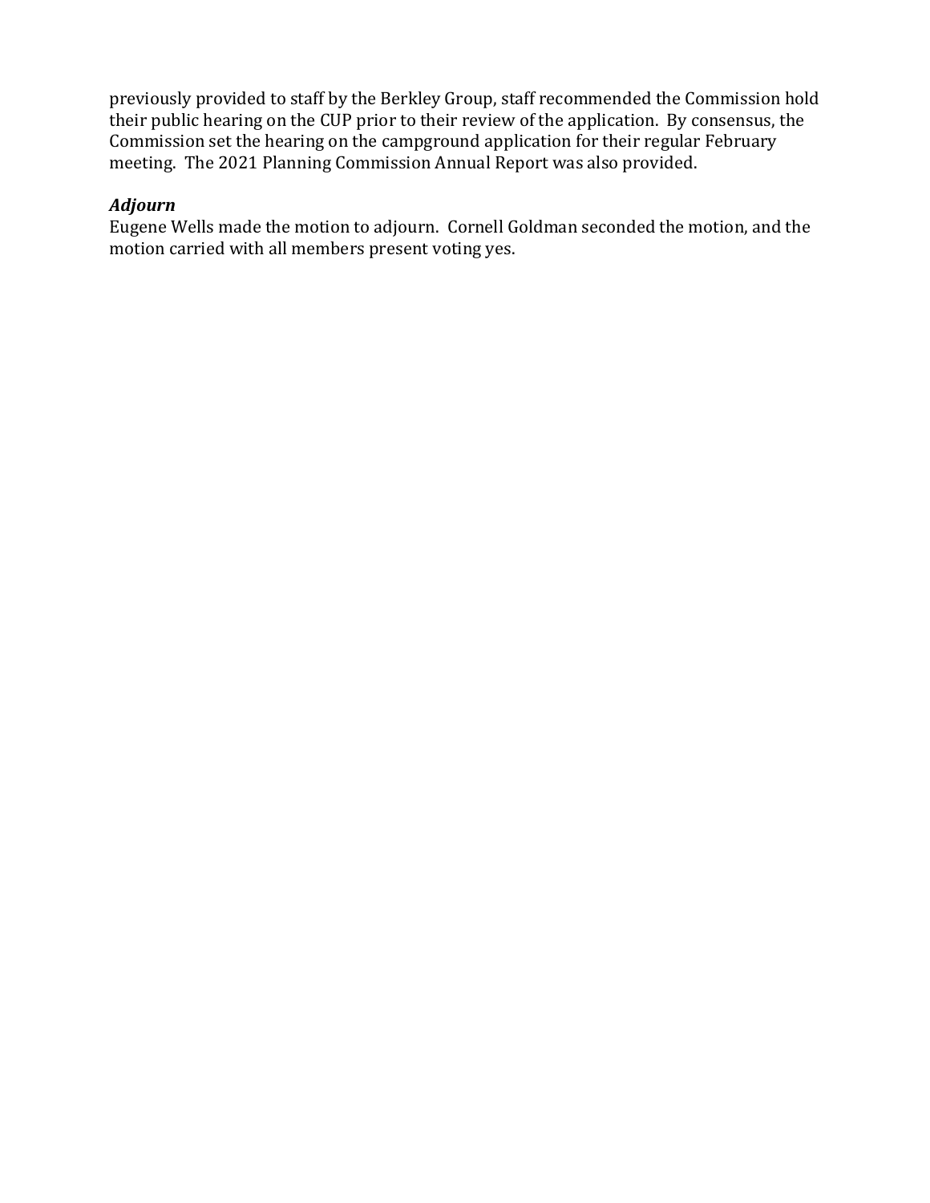previously provided to staff by the Berkley Group, staff recommended the Commission hold their public hearing on the CUP prior to their review of the application. By consensus, the Commission set the hearing on the campground application for their regular February meeting. The 2021 Planning Commission Annual Report was also provided.

***Adjourn***

Eugene Wells made the motion to adjourn. Cornell Goldman seconded the motion, and the motion carried with all members present voting yes.